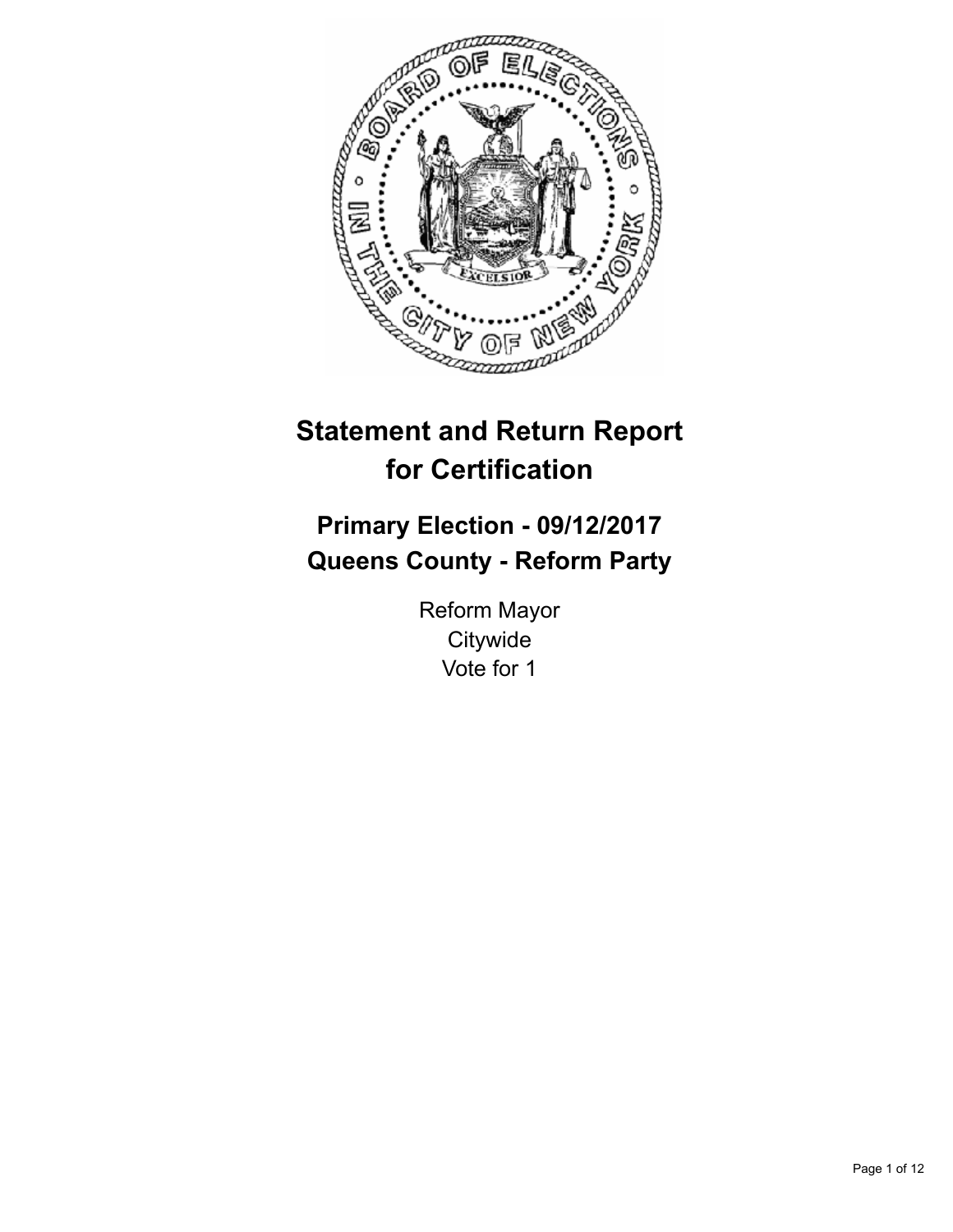# Statement and Return Report for Certification

## Primary Election - 09/12/2017
## Queens County - Reform Party

Reform Mayor
Citywide
Vote for 1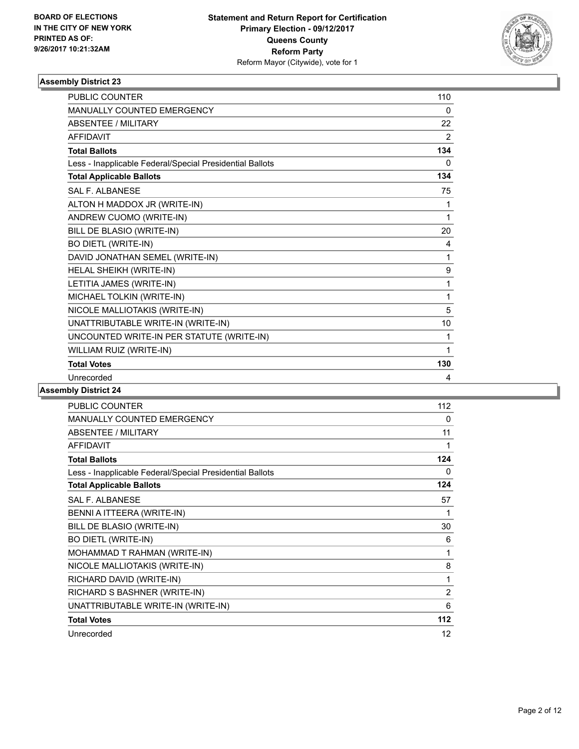**BOARD OF ELECTIONS IN THE CITY OF NEW YORK PRINTED AS OF: 9/26/2017 10:21:32AM**

**Statement and Return Report for Certification Primary Election - 09/12/2017 Queens County Reform Party**
Reform Mayor (Citywide), vote for 1

### Assembly District 23

| | |
|---|---|
| PUBLIC COUNTER | 110 |
| MANUALLY COUNTED EMERGENCY | 0 |
| ABSENTEE / MILITARY | 22 |
| AFFIDAVIT | 2 |
| **Total Ballots** | **134** |
| Less - Inapplicable Federal/Special Presidential Ballots | 0 |
| **Total Applicable Ballots** | **134** |
| SAL F. ALBANESE | 75 |
| ALTON H MADDOX JR (WRITE-IN) | 1 |
| ANDREW CUOMO (WRITE-IN) | 1 |
| BILL DE BLASIO (WRITE-IN) | 20 |
| BO DIETL (WRITE-IN) | 4 |
| DAVID JONATHAN SEMEL (WRITE-IN) | 1 |
| HELAL SHEIKH (WRITE-IN) | 9 |
| LETITIA JAMES (WRITE-IN) | 1 |
| MICHAEL TOLKIN (WRITE-IN) | 1 |
| NICOLE MALLIOTAKIS (WRITE-IN) | 5 |
| UNATTRIBUTABLE WRITE-IN (WRITE-IN) | 10 |
| UNCOUNTED WRITE-IN PER STATUTE (WRITE-IN) | 1 |
| WILLIAM RUIZ (WRITE-IN) | 1 |
| **Total Votes** | **130** |
| Unrecorded | 4 |

### Assembly District 24

| | |
|---|---|
| PUBLIC COUNTER | 112 |
| MANUALLY COUNTED EMERGENCY | 0 |
| ABSENTEE / MILITARY | 11 |
| AFFIDAVIT | 1 |
| **Total Ballots** | **124** |
| Less - Inapplicable Federal/Special Presidential Ballots | 0 |
| **Total Applicable Ballots** | **124** |
| SAL F. ALBANESE | 57 |
| BENNI A ITTEERA (WRITE-IN) | 1 |
| BILL DE BLASIO (WRITE-IN) | 30 |
| BO DIETL (WRITE-IN) | 6 |
| MOHAMMAD T RAHMAN (WRITE-IN) | 1 |
| NICOLE MALLIOTAKIS (WRITE-IN) | 8 |
| RICHARD DAVID (WRITE-IN) | 1 |
| RICHARD S BASHNER (WRITE-IN) | 2 |
| UNATTRIBUTABLE WRITE-IN (WRITE-IN) | 6 |
| **Total Votes** | **112** |
| Unrecorded | 12 |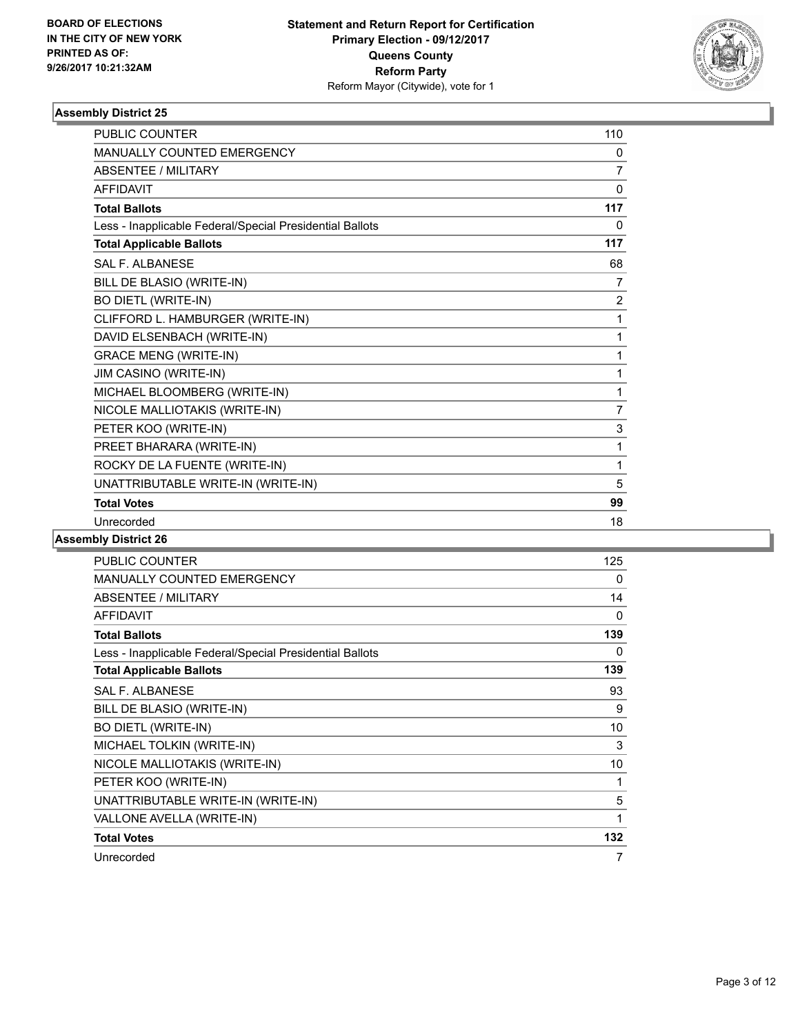BOARD OF ELECTIONS
IN THE CITY OF NEW YORK
PRINTED AS OF:
9/26/2017 10:21:32AM

**Statement and Return Report for Certification**
**Primary Election - 09/12/2017**
**Queens County**
**Reform Party**
Reform Mayor (Citywide), vote for 1

### Assembly District 25

| | |
|---|---|
| PUBLIC COUNTER | 110 |
| MANUALLY COUNTED EMERGENCY | 0 |
| ABSENTEE / MILITARY | 7 |
| AFFIDAVIT | 0 |
| **Total Ballots** | **117** |
| Less - Inapplicable Federal/Special Presidential Ballots | 0 |
| **Total Applicable Ballots** | **117** |
| SAL F. ALBANESE | 68 |
| BILL DE BLASIO (WRITE-IN) | 7 |
| BO DIETL (WRITE-IN) | 2 |
| CLIFFORD L. HAMBURGER (WRITE-IN) | 1 |
| DAVID ELSENBACH (WRITE-IN) | 1 |
| GRACE MENG (WRITE-IN) | 1 |
| JIM CASINO (WRITE-IN) | 1 |
| MICHAEL BLOOMBERG (WRITE-IN) | 1 |
| NICOLE MALLIOTAKIS (WRITE-IN) | 7 |
| PETER KOO (WRITE-IN) | 3 |
| PREET BHARARA (WRITE-IN) | 1 |
| ROCKY DE LA FUENTE (WRITE-IN) | 1 |
| UNATTRIBUTABLE WRITE-IN (WRITE-IN) | 5 |
| **Total Votes** | **99** |
| Unrecorded | 18 |

### Assembly District 26

| | |
|---|---|
| PUBLIC COUNTER | 125 |
| MANUALLY COUNTED EMERGENCY | 0 |
| ABSENTEE / MILITARY | 14 |
| AFFIDAVIT | 0 |
| **Total Ballots** | **139** |
| Less - Inapplicable Federal/Special Presidential Ballots | 0 |
| **Total Applicable Ballots** | **139** |
| SAL F. ALBANESE | 93 |
| BILL DE BLASIO (WRITE-IN) | 9 |
| BO DIETL (WRITE-IN) | 10 |
| MICHAEL TOLKIN (WRITE-IN) | 3 |
| NICOLE MALLIOTAKIS (WRITE-IN) | 10 |
| PETER KOO (WRITE-IN) | 1 |
| UNATTRIBUTABLE WRITE-IN (WRITE-IN) | 5 |
| VALLONE AVELLA (WRITE-IN) | 1 |
| **Total Votes** | **132** |
| Unrecorded | 7 |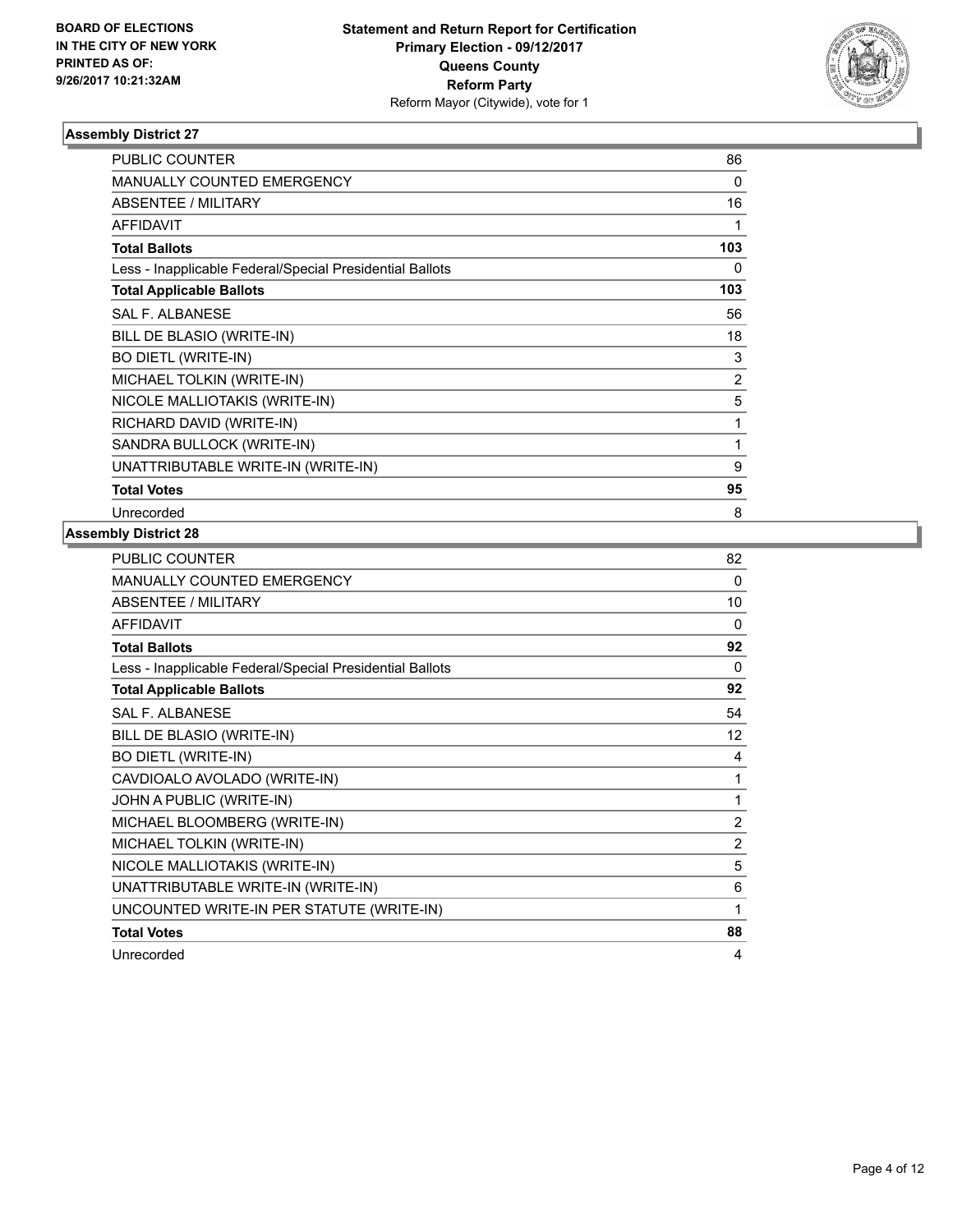BOARD OF ELECTIONS
IN THE CITY OF NEW YORK
PRINTED AS OF:
9/26/2017 10:21:32AM

**Statement and Return Report for Certification**
**Primary Election - 09/12/2017**
**Queens County**
**Reform Party**
Reform Mayor (Citywide), vote for 1

### Assembly District 27

| | |
|---|---|
| PUBLIC COUNTER | 86 |
| MANUALLY COUNTED EMERGENCY | 0 |
| ABSENTEE / MILITARY | 16 |
| AFFIDAVIT | 1 |
| **Total Ballots** | **103** |
| Less - Inapplicable Federal/Special Presidential Ballots | 0 |
| **Total Applicable Ballots** | **103** |
| SAL F. ALBANESE | 56 |
| BILL DE BLASIO (WRITE-IN) | 18 |
| BO DIETL (WRITE-IN) | 3 |
| MICHAEL TOLKIN (WRITE-IN) | 2 |
| NICOLE MALLIOTAKIS (WRITE-IN) | 5 |
| RICHARD DAVID (WRITE-IN) | 1 |
| SANDRA BULLOCK (WRITE-IN) | 1 |
| UNATTRIBUTABLE WRITE-IN (WRITE-IN) | 9 |
| **Total Votes** | **95** |
| Unrecorded | 8 |

### Assembly District 28

| | |
|---|---|
| PUBLIC COUNTER | 82 |
| MANUALLY COUNTED EMERGENCY | 0 |
| ABSENTEE / MILITARY | 10 |
| AFFIDAVIT | 0 |
| **Total Ballots** | **92** |
| Less - Inapplicable Federal/Special Presidential Ballots | 0 |
| **Total Applicable Ballots** | **92** |
| SAL F. ALBANESE | 54 |
| BILL DE BLASIO (WRITE-IN) | 12 |
| BO DIETL (WRITE-IN) | 4 |
| CAVDIOALO AVOLADO (WRITE-IN) | 1 |
| JOHN A PUBLIC (WRITE-IN) | 1 |
| MICHAEL BLOOMBERG (WRITE-IN) | 2 |
| MICHAEL TOLKIN (WRITE-IN) | 2 |
| NICOLE MALLIOTAKIS (WRITE-IN) | 5 |
| UNATTRIBUTABLE WRITE-IN (WRITE-IN) | 6 |
| UNCOUNTED WRITE-IN PER STATUTE (WRITE-IN) | 1 |
| **Total Votes** | **88** |
| Unrecorded | 4 |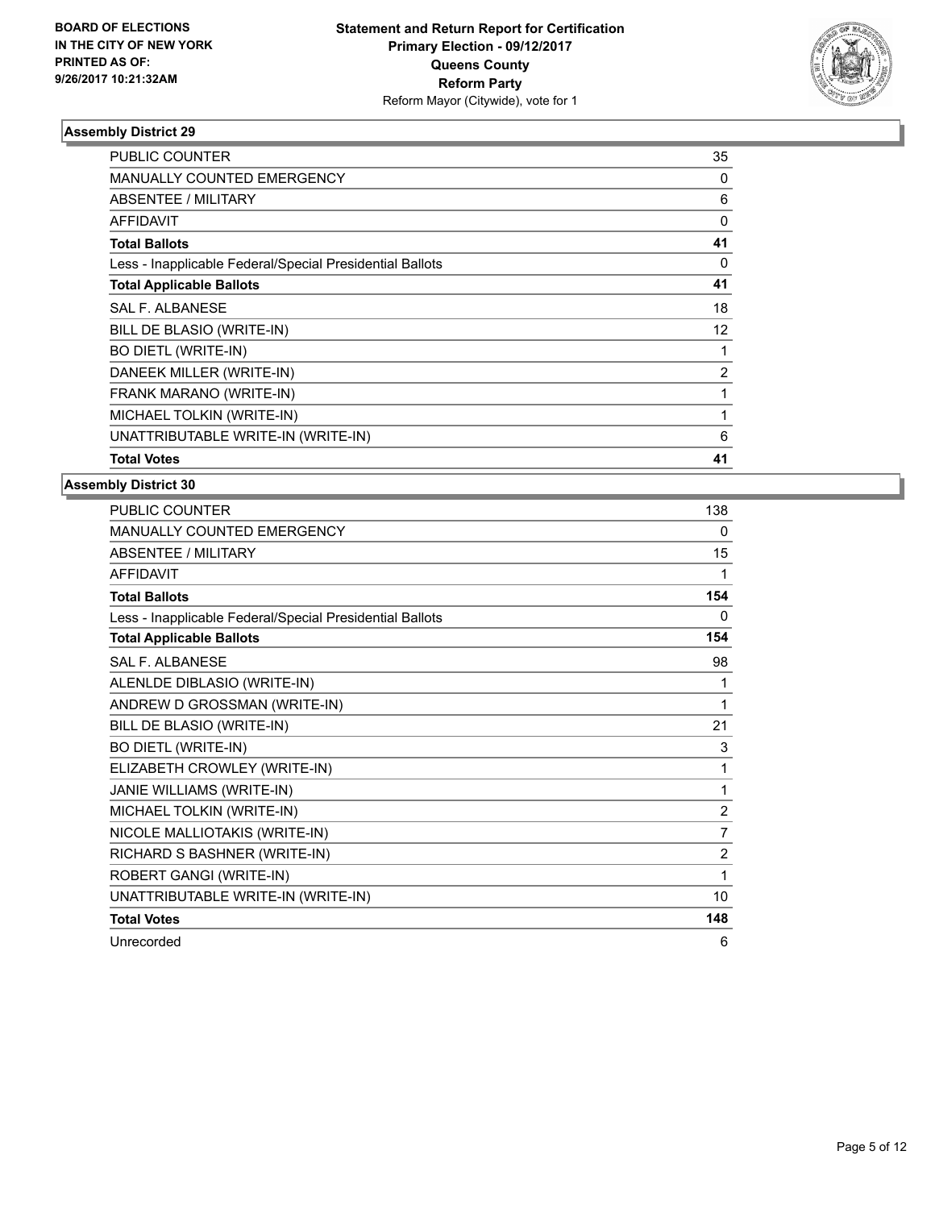**BOARD OF ELECTIONS IN THE CITY OF NEW YORK PRINTED AS OF: 9/26/2017 10:21:32AM**

**Statement and Return Report for Certification Primary Election - 09/12/2017 Queens County Reform Party**
Reform Mayor (Citywide), vote for 1

### Assembly District 29

| | |
|---|---|
| PUBLIC COUNTER | 35 |
| MANUALLY COUNTED EMERGENCY | 0 |
| ABSENTEE / MILITARY | 6 |
| AFFIDAVIT | 0 |
| **Total Ballots** | **41** |
| Less - Inapplicable Federal/Special Presidential Ballots | 0 |
| **Total Applicable Ballots** | **41** |
| SAL F. ALBANESE | 18 |
| BILL DE BLASIO (WRITE-IN) | 12 |
| BO DIETL (WRITE-IN) | 1 |
| DANEEK MILLER (WRITE-IN) | 2 |
| FRANK MARANO (WRITE-IN) | 1 |
| MICHAEL TOLKIN (WRITE-IN) | 1 |
| UNATTRIBUTABLE WRITE-IN (WRITE-IN) | 6 |
| **Total Votes** | **41** |

### Assembly District 30

| | |
|---|---|
| PUBLIC COUNTER | 138 |
| MANUALLY COUNTED EMERGENCY | 0 |
| ABSENTEE / MILITARY | 15 |
| AFFIDAVIT | 1 |
| **Total Ballots** | **154** |
| Less - Inapplicable Federal/Special Presidential Ballots | 0 |
| **Total Applicable Ballots** | **154** |
| SAL F. ALBANESE | 98 |
| ALENLDE DIBLASIO (WRITE-IN) | 1 |
| ANDREW D GROSSMAN (WRITE-IN) | 1 |
| BILL DE BLASIO (WRITE-IN) | 21 |
| BO DIETL (WRITE-IN) | 3 |
| ELIZABETH CROWLEY (WRITE-IN) | 1 |
| JANIE WILLIAMS (WRITE-IN) | 1 |
| MICHAEL TOLKIN (WRITE-IN) | 2 |
| NICOLE MALLIOTAKIS (WRITE-IN) | 7 |
| RICHARD S BASHNER (WRITE-IN) | 2 |
| ROBERT GANGI (WRITE-IN) | 1 |
| UNATTRIBUTABLE WRITE-IN (WRITE-IN) | 10 |
| **Total Votes** | **148** |
| Unrecorded | 6 |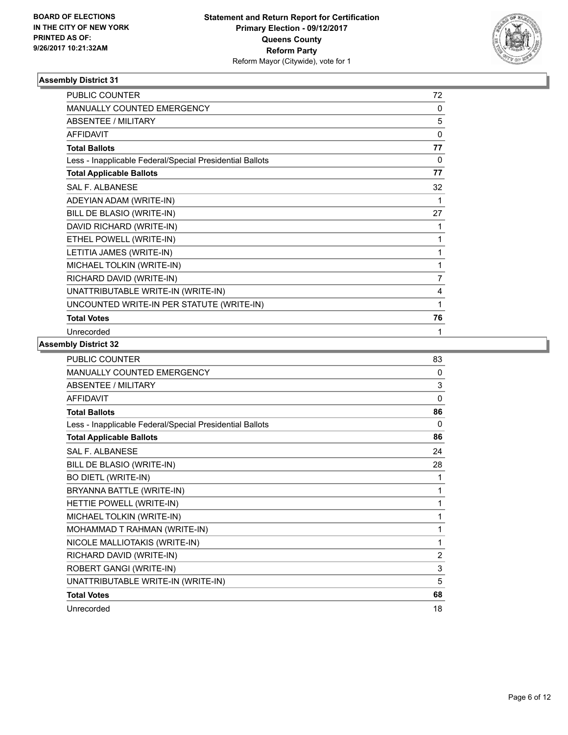BOARD OF ELECTIONS
IN THE CITY OF NEW YORK
PRINTED AS OF:
9/26/2017 10:21:32AM

**Statement and Return Report for Certification**
**Primary Election - 09/12/2017**
**Queens County**
**Reform Party**
Reform Mayor (Citywide), vote for 1

### Assembly District 31

| | |
|---|---|
| PUBLIC COUNTER | 72 |
| MANUALLY COUNTED EMERGENCY | 0 |
| ABSENTEE / MILITARY | 5 |
| AFFIDAVIT | 0 |
| **Total Ballots** | **77** |
| Less - Inapplicable Federal/Special Presidential Ballots | 0 |
| **Total Applicable Ballots** | **77** |
| SAL F. ALBANESE | 32 |
| ADEYIAN ADAM (WRITE-IN) | 1 |
| BILL DE BLASIO (WRITE-IN) | 27 |
| DAVID RICHARD (WRITE-IN) | 1 |
| ETHEL POWELL (WRITE-IN) | 1 |
| LETITIA JAMES (WRITE-IN) | 1 |
| MICHAEL TOLKIN (WRITE-IN) | 1 |
| RICHARD DAVID (WRITE-IN) | 7 |
| UNATTRIBUTABLE WRITE-IN (WRITE-IN) | 4 |
| UNCOUNTED WRITE-IN PER STATUTE (WRITE-IN) | 1 |
| **Total Votes** | **76** |
| Unrecorded | 1 |

### Assembly District 32

| | |
|---|---|
| PUBLIC COUNTER | 83 |
| MANUALLY COUNTED EMERGENCY | 0 |
| ABSENTEE / MILITARY | 3 |
| AFFIDAVIT | 0 |
| **Total Ballots** | **86** |
| Less - Inapplicable Federal/Special Presidential Ballots | 0 |
| **Total Applicable Ballots** | **86** |
| SAL F. ALBANESE | 24 |
| BILL DE BLASIO (WRITE-IN) | 28 |
| BO DIETL (WRITE-IN) | 1 |
| BRYANNA BATTLE (WRITE-IN) | 1 |
| HETTIE POWELL (WRITE-IN) | 1 |
| MICHAEL TOLKIN (WRITE-IN) | 1 |
| MOHAMMAD T RAHMAN (WRITE-IN) | 1 |
| NICOLE MALLIOTAKIS (WRITE-IN) | 1 |
| RICHARD DAVID (WRITE-IN) | 2 |
| ROBERT GANGI (WRITE-IN) | 3 |
| UNATTRIBUTABLE WRITE-IN (WRITE-IN) | 5 |
| **Total Votes** | **68** |
| Unrecorded | 18 |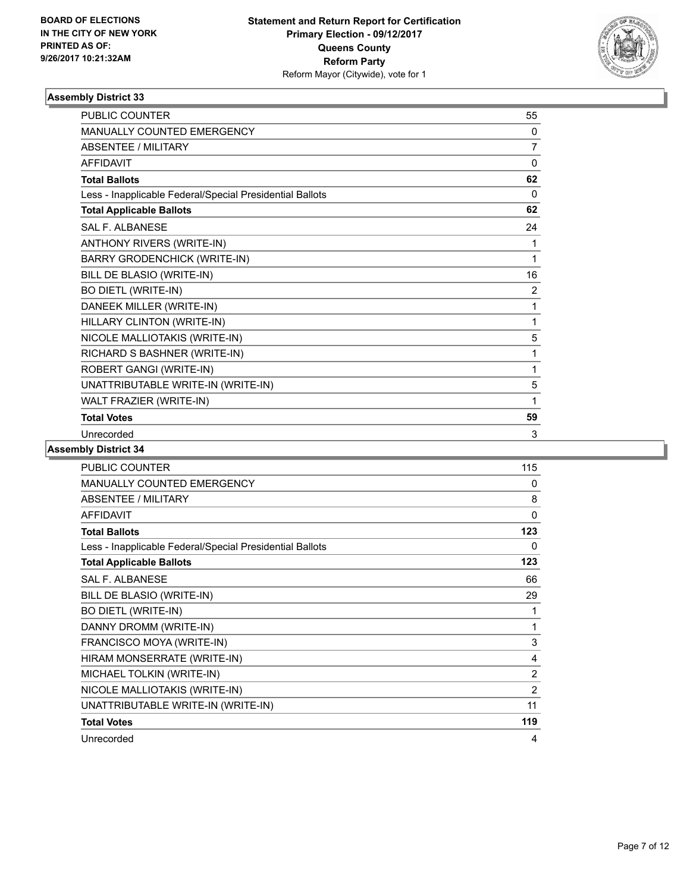BOARD OF ELECTIONS
IN THE CITY OF NEW YORK
PRINTED AS OF:
9/26/2017 10:21:32AM

**Statement and Return Report for Certification**
**Primary Election - 09/12/2017**
**Queens County**
**Reform Party**
Reform Mayor (Citywide), vote for 1

### Assembly District 33

| | |
|---|---|
| PUBLIC COUNTER | 55 |
| MANUALLY COUNTED EMERGENCY | 0 |
| ABSENTEE / MILITARY | 7 |
| AFFIDAVIT | 0 |
| **Total Ballots** | **62** |
| Less - Inapplicable Federal/Special Presidential Ballots | 0 |
| **Total Applicable Ballots** | **62** |
| SAL F. ALBANESE | 24 |
| ANTHONY RIVERS (WRITE-IN) | 1 |
| BARRY GRODENCHICK (WRITE-IN) | 1 |
| BILL DE BLASIO (WRITE-IN) | 16 |
| BO DIETL (WRITE-IN) | 2 |
| DANEEK MILLER (WRITE-IN) | 1 |
| HILLARY CLINTON (WRITE-IN) | 1 |
| NICOLE MALLIOTAKIS (WRITE-IN) | 5 |
| RICHARD S BASHNER (WRITE-IN) | 1 |
| ROBERT GANGI (WRITE-IN) | 1 |
| UNATTRIBUTABLE WRITE-IN (WRITE-IN) | 5 |
| WALT FRAZIER (WRITE-IN) | 1 |
| **Total Votes** | **59** |
| Unrecorded | 3 |

### Assembly District 34

| | |
|---|---|
| PUBLIC COUNTER | 115 |
| MANUALLY COUNTED EMERGENCY | 0 |
| ABSENTEE / MILITARY | 8 |
| AFFIDAVIT | 0 |
| **Total Ballots** | **123** |
| Less - Inapplicable Federal/Special Presidential Ballots | 0 |
| **Total Applicable Ballots** | **123** |
| SAL F. ALBANESE | 66 |
| BILL DE BLASIO (WRITE-IN) | 29 |
| BO DIETL (WRITE-IN) | 1 |
| DANNY DROMM (WRITE-IN) | 1 |
| FRANCISCO MOYA (WRITE-IN) | 3 |
| HIRAM MONSERRATE (WRITE-IN) | 4 |
| MICHAEL TOLKIN (WRITE-IN) | 2 |
| NICOLE MALLIOTAKIS (WRITE-IN) | 2 |
| UNATTRIBUTABLE WRITE-IN (WRITE-IN) | 11 |
| **Total Votes** | **119** |
| Unrecorded | 4 |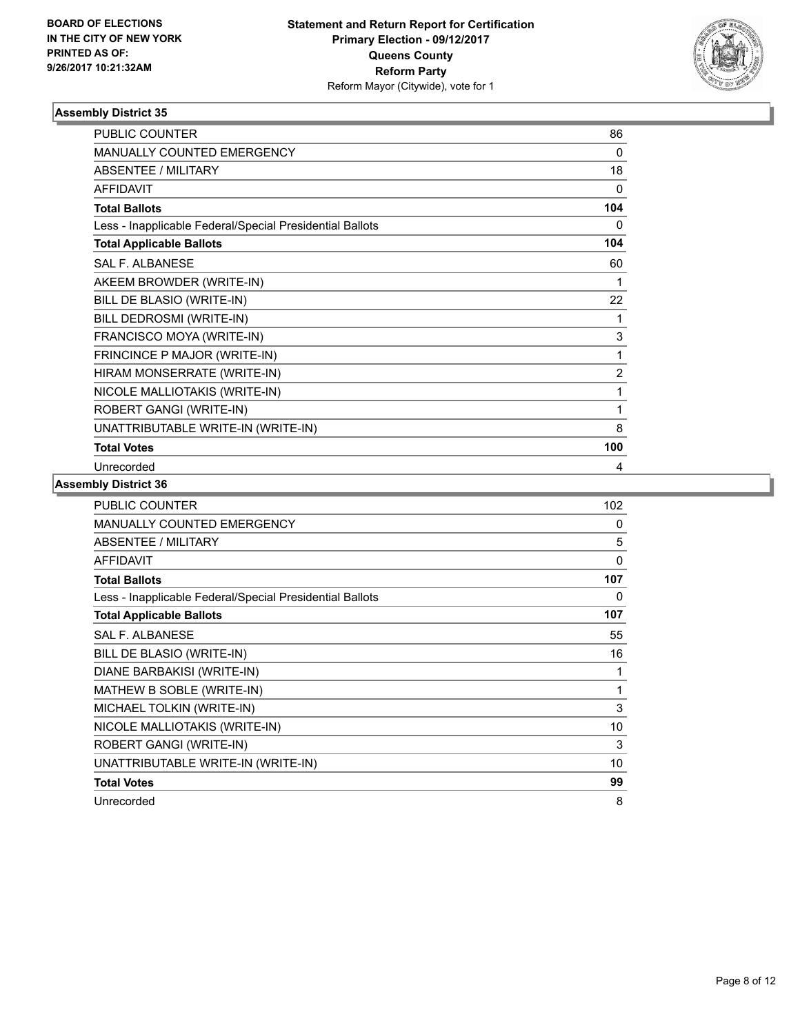**BOARD OF ELECTIONS IN THE CITY OF NEW YORK PRINTED AS OF: 9/26/2017 10:21:32AM**

**Statement and Return Report for Certification**
**Primary Election - 09/12/2017**
**Queens County**
**Reform Party**
Reform Mayor (Citywide), vote for 1

### Assembly District 35

| | |
|---|---|
| PUBLIC COUNTER | 86 |
| MANUALLY COUNTED EMERGENCY | 0 |
| ABSENTEE / MILITARY | 18 |
| AFFIDAVIT | 0 |
| **Total Ballots** | **104** |
| Less - Inapplicable Federal/Special Presidential Ballots | 0 |
| **Total Applicable Ballots** | **104** |
| SAL F. ALBANESE | 60 |
| AKEEM BROWDER (WRITE-IN) | 1 |
| BILL DE BLASIO (WRITE-IN) | 22 |
| BILL DEDROSMI (WRITE-IN) | 1 |
| FRANCISCO MOYA (WRITE-IN) | 3 |
| FRINCINCE P MAJOR (WRITE-IN) | 1 |
| HIRAM MONSERRATE (WRITE-IN) | 2 |
| NICOLE MALLIOTAKIS (WRITE-IN) | 1 |
| ROBERT GANGI (WRITE-IN) | 1 |
| UNATTRIBUTABLE WRITE-IN (WRITE-IN) | 8 |
| **Total Votes** | **100** |
| Unrecorded | 4 |

### Assembly District 36

| | |
|---|---|
| PUBLIC COUNTER | 102 |
| MANUALLY COUNTED EMERGENCY | 0 |
| ABSENTEE / MILITARY | 5 |
| AFFIDAVIT | 0 |
| **Total Ballots** | **107** |
| Less - Inapplicable Federal/Special Presidential Ballots | 0 |
| **Total Applicable Ballots** | **107** |
| SAL F. ALBANESE | 55 |
| BILL DE BLASIO (WRITE-IN) | 16 |
| DIANE BARBAKISI (WRITE-IN) | 1 |
| MATHEW B SOBLE (WRITE-IN) | 1 |
| MICHAEL TOLKIN (WRITE-IN) | 3 |
| NICOLE MALLIOTAKIS (WRITE-IN) | 10 |
| ROBERT GANGI (WRITE-IN) | 3 |
| UNATTRIBUTABLE WRITE-IN (WRITE-IN) | 10 |
| **Total Votes** | **99** |
| Unrecorded | 8 |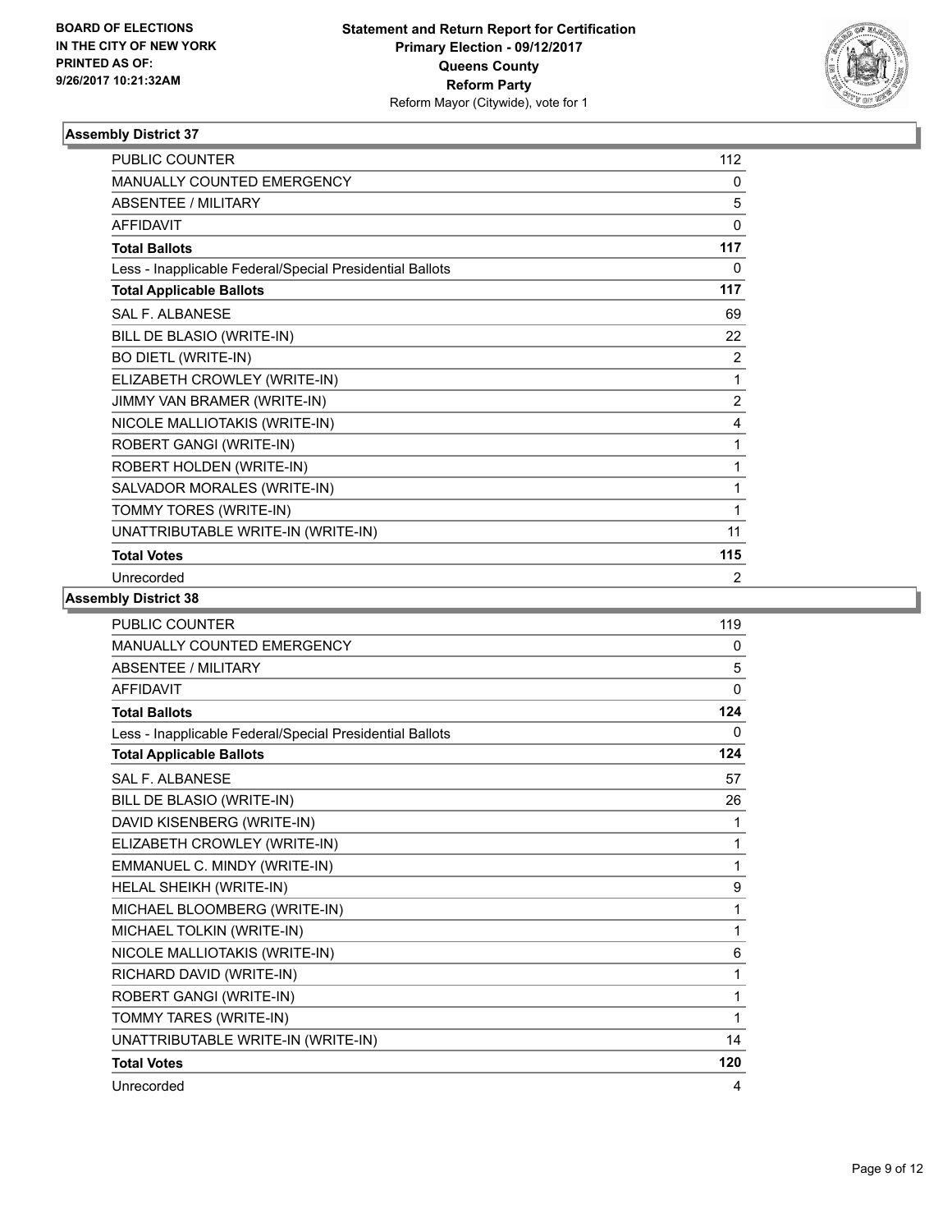**BOARD OF ELECTIONS IN THE CITY OF NEW YORK PRINTED AS OF: 9/26/2017 10:21:32AM**

**Statement and Return Report for Certification**
**Primary Election - 09/12/2017**
**Queens County**
**Reform Party**
Reform Mayor (Citywide), vote for 1

## Assembly District 37

| | |
|---|---|
| PUBLIC COUNTER | 112 |
| MANUALLY COUNTED EMERGENCY | 0 |
| ABSENTEE / MILITARY | 5 |
| AFFIDAVIT | 0 |
| **Total Ballots** | **117** |
| Less - Inapplicable Federal/Special Presidential Ballots | 0 |
| **Total Applicable Ballots** | **117** |
| SAL F. ALBANESE | 69 |
| BILL DE BLASIO (WRITE-IN) | 22 |
| BO DIETL (WRITE-IN) | 2 |
| ELIZABETH CROWLEY (WRITE-IN) | 1 |
| JIMMY VAN BRAMER (WRITE-IN) | 2 |
| NICOLE MALLIOTAKIS (WRITE-IN) | 4 |
| ROBERT GANGI (WRITE-IN) | 1 |
| ROBERT HOLDEN (WRITE-IN) | 1 |
| SALVADOR MORALES (WRITE-IN) | 1 |
| TOMMY TORES (WRITE-IN) | 1 |
| UNATTRIBUTABLE WRITE-IN (WRITE-IN) | 11 |
| **Total Votes** | **115** |
| Unrecorded | 2 |

## Assembly District 38

| | |
|---|---|
| PUBLIC COUNTER | 119 |
| MANUALLY COUNTED EMERGENCY | 0 |
| ABSENTEE / MILITARY | 5 |
| AFFIDAVIT | 0 |
| **Total Ballots** | **124** |
| Less - Inapplicable Federal/Special Presidential Ballots | 0 |
| **Total Applicable Ballots** | **124** |
| SAL F. ALBANESE | 57 |
| BILL DE BLASIO (WRITE-IN) | 26 |
| DAVID KISENBERG (WRITE-IN) | 1 |
| ELIZABETH CROWLEY (WRITE-IN) | 1 |
| EMMANUEL C. MINDY (WRITE-IN) | 1 |
| HELAL SHEIKH (WRITE-IN) | 9 |
| MICHAEL BLOOMBERG (WRITE-IN) | 1 |
| MICHAEL TOLKIN (WRITE-IN) | 1 |
| NICOLE MALLIOTAKIS (WRITE-IN) | 6 |
| RICHARD DAVID (WRITE-IN) | 1 |
| ROBERT GANGI (WRITE-IN) | 1 |
| TOMMY TARES (WRITE-IN) | 1 |
| UNATTRIBUTABLE WRITE-IN (WRITE-IN) | 14 |
| **Total Votes** | **120** |
| Unrecorded | 4 |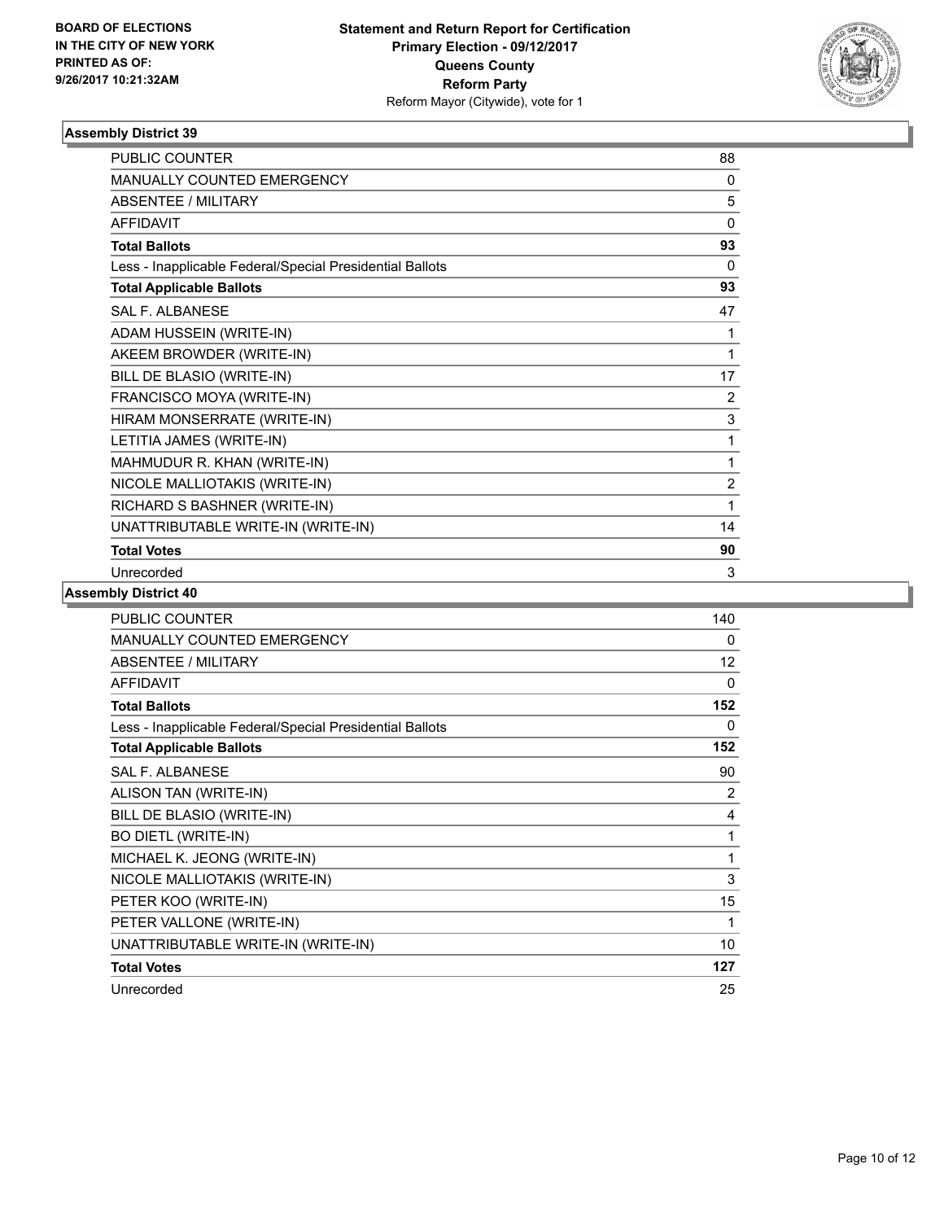BOARD OF ELECTIONS
IN THE CITY OF NEW YORK
PRINTED AS OF:
9/26/2017 10:21:32AM

**Statement and Return Report for Certification**
**Primary Election - 09/12/2017**
**Queens County**
**Reform Party**
Reform Mayor (Citywide), vote for 1

### Assembly District 39

| | |
|---|---|
| PUBLIC COUNTER | 88 |
| MANUALLY COUNTED EMERGENCY | 0 |
| ABSENTEE / MILITARY | 5 |
| AFFIDAVIT | 0 |
| **Total Ballots** | **93** |
| Less - Inapplicable Federal/Special Presidential Ballots | 0 |
| **Total Applicable Ballots** | **93** |
| SAL F. ALBANESE | 47 |
| ADAM HUSSEIN (WRITE-IN) | 1 |
| AKEEM BROWDER (WRITE-IN) | 1 |
| BILL DE BLASIO (WRITE-IN) | 17 |
| FRANCISCO MOYA (WRITE-IN) | 2 |
| HIRAM MONSERRATE (WRITE-IN) | 3 |
| LETITIA JAMES (WRITE-IN) | 1 |
| MAHMUDUR R. KHAN (WRITE-IN) | 1 |
| NICOLE MALLIOTAKIS (WRITE-IN) | 2 |
| RICHARD S BASHNER (WRITE-IN) | 1 |
| UNATTRIBUTABLE WRITE-IN (WRITE-IN) | 14 |
| **Total Votes** | **90** |
| Unrecorded | 3 |

### Assembly District 40

| | |
|---|---|
| PUBLIC COUNTER | 140 |
| MANUALLY COUNTED EMERGENCY | 0 |
| ABSENTEE / MILITARY | 12 |
| AFFIDAVIT | 0 |
| **Total Ballots** | **152** |
| Less - Inapplicable Federal/Special Presidential Ballots | 0 |
| **Total Applicable Ballots** | **152** |
| SAL F. ALBANESE | 90 |
| ALISON TAN (WRITE-IN) | 2 |
| BILL DE BLASIO (WRITE-IN) | 4 |
| BO DIETL (WRITE-IN) | 1 |
| MICHAEL K. JEONG (WRITE-IN) | 1 |
| NICOLE MALLIOTAKIS (WRITE-IN) | 3 |
| PETER KOO (WRITE-IN) | 15 |
| PETER VALLONE (WRITE-IN) | 1 |
| UNATTRIBUTABLE WRITE-IN (WRITE-IN) | 10 |
| **Total Votes** | **127** |
| Unrecorded | 25 |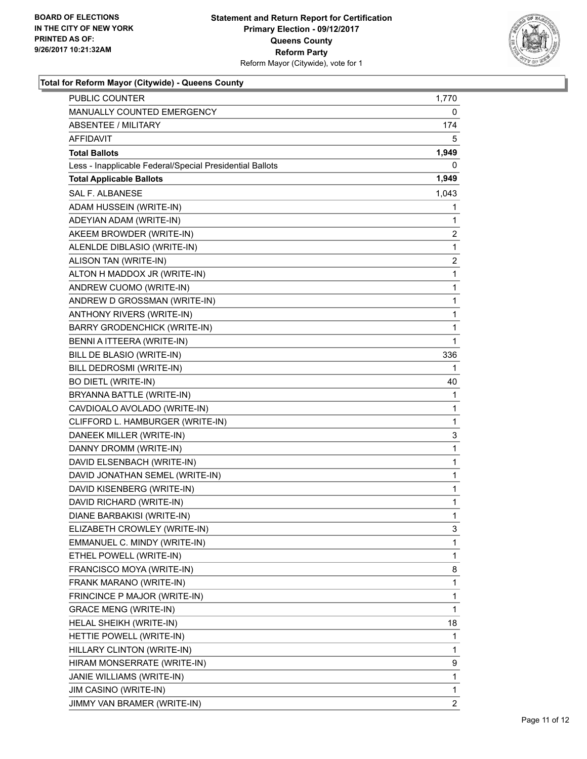**BOARD OF ELECTIONS IN THE CITY OF NEW YORK PRINTED AS OF: 9/26/2017 10:21:32AM**

**Statement and Return Report for Certification**
**Primary Election - 09/12/2017**
**Queens County**
**Reform Party**
Reform Mayor (Citywide), vote for 1

## Total for Reform Mayor (Citywide) - Queens County

| | |
|---|---|
| PUBLIC COUNTER | 1,770 |
| MANUALLY COUNTED EMERGENCY | 0 |
| ABSENTEE / MILITARY | 174 |
| AFFIDAVIT | 5 |
| **Total Ballots** | **1,949** |
| Less - Inapplicable Federal/Special Presidential Ballots | 0 |
| **Total Applicable Ballots** | **1,949** |
| SAL F. ALBANESE | 1,043 |
| ADAM HUSSEIN (WRITE-IN) | 1 |
| ADEYIAN ADAM (WRITE-IN) | 1 |
| AKEEM BROWDER (WRITE-IN) | 2 |
| ALENLDE DIBLASIO (WRITE-IN) | 1 |
| ALISON TAN (WRITE-IN) | 2 |
| ALTON H MADDOX JR (WRITE-IN) | 1 |
| ANDREW CUOMO (WRITE-IN) | 1 |
| ANDREW D GROSSMAN (WRITE-IN) | 1 |
| ANTHONY RIVERS (WRITE-IN) | 1 |
| BARRY GRODENCHICK (WRITE-IN) | 1 |
| BENNI A ITTEERA (WRITE-IN) | 1 |
| BILL DE BLASIO (WRITE-IN) | 336 |
| BILL DEDROSMI (WRITE-IN) | 1 |
| BO DIETL (WRITE-IN) | 40 |
| BRYANNA BATTLE (WRITE-IN) | 1 |
| CAVDIOALO AVOLADO (WRITE-IN) | 1 |
| CLIFFORD L. HAMBURGER (WRITE-IN) | 1 |
| DANEEK MILLER (WRITE-IN) | 3 |
| DANNY DROMM (WRITE-IN) | 1 |
| DAVID ELSENBACH (WRITE-IN) | 1 |
| DAVID JONATHAN SEMEL (WRITE-IN) | 1 |
| DAVID KISENBERG (WRITE-IN) | 1 |
| DAVID RICHARD (WRITE-IN) | 1 |
| DIANE BARBAKISI (WRITE-IN) | 1 |
| ELIZABETH CROWLEY (WRITE-IN) | 3 |
| EMMANUEL C. MINDY (WRITE-IN) | 1 |
| ETHEL POWELL (WRITE-IN) | 1 |
| FRANCISCO MOYA (WRITE-IN) | 8 |
| FRANK MARANO (WRITE-IN) | 1 |
| FRINCINCE P MAJOR (WRITE-IN) | 1 |
| GRACE MENG (WRITE-IN) | 1 |
| HELAL SHEIKH (WRITE-IN) | 18 |
| HETTIE POWELL (WRITE-IN) | 1 |
| HILLARY CLINTON (WRITE-IN) | 1 |
| HIRAM MONSERRATE (WRITE-IN) | 9 |
| JANIE WILLIAMS (WRITE-IN) | 1 |
| JIM CASINO (WRITE-IN) | 1 |
| JIMMY VAN BRAMER (WRITE-IN) | 2 |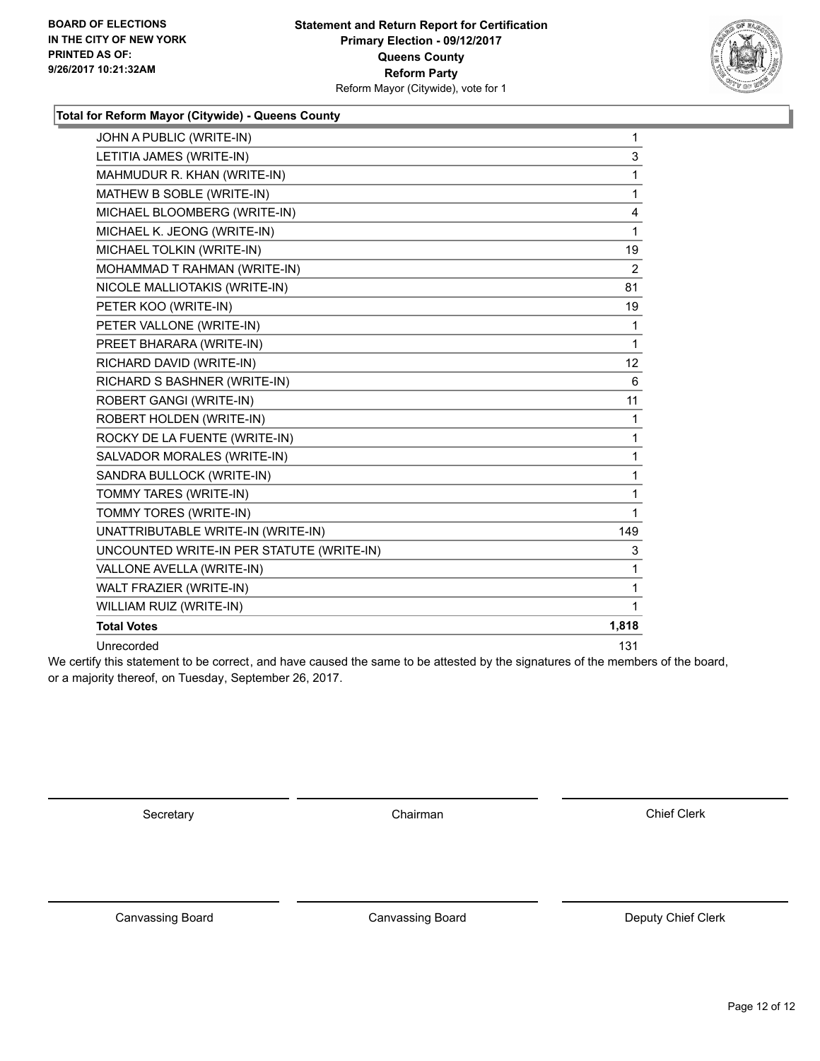**BOARD OF ELECTIONS IN THE CITY OF NEW YORK PRINTED AS OF: 9/26/2017 10:21:32AM**

**Statement and Return Report for Certification**
**Primary Election - 09/12/2017**
**Queens County**
**Reform Party**
Reform Mayor (Citywide), vote for 1

**Total for Reform Mayor (Citywide) - Queens County**

| | |
|---|---|
| JOHN A PUBLIC (WRITE-IN) | 1 |
| LETITIA JAMES (WRITE-IN) | 3 |
| MAHMUDUR R. KHAN (WRITE-IN) | 1 |
| MATHEW B SOBLE (WRITE-IN) | 1 |
| MICHAEL BLOOMBERG (WRITE-IN) | 4 |
| MICHAEL K. JEONG (WRITE-IN) | 1 |
| MICHAEL TOLKIN (WRITE-IN) | 19 |
| MOHAMMAD T RAHMAN (WRITE-IN) | 2 |
| NICOLE MALLIOTAKIS (WRITE-IN) | 81 |
| PETER KOO (WRITE-IN) | 19 |
| PETER VALLONE (WRITE-IN) | 1 |
| PREET BHARARA (WRITE-IN) | 1 |
| RICHARD DAVID (WRITE-IN) | 12 |
| RICHARD S BASHNER (WRITE-IN) | 6 |
| ROBERT GANGI (WRITE-IN) | 11 |
| ROBERT HOLDEN (WRITE-IN) | 1 |
| ROCKY DE LA FUENTE (WRITE-IN) | 1 |
| SALVADOR MORALES (WRITE-IN) | 1 |
| SANDRA BULLOCK (WRITE-IN) | 1 |
| TOMMY TARES (WRITE-IN) | 1 |
| TOMMY TORES (WRITE-IN) | 1 |
| UNATTRIBUTABLE WRITE-IN (WRITE-IN) | 149 |
| UNCOUNTED WRITE-IN PER STATUTE (WRITE-IN) | 3 |
| VALLONE AVELLA (WRITE-IN) | 1 |
| WALT FRAZIER (WRITE-IN) | 1 |
| WILLIAM RUIZ (WRITE-IN) | 1 |
| **Total Votes** | **1,818** |
| Unrecorded | 131 |

We certify this statement to be correct, and have caused the same to be attested by the signatures of the members of the board, or a majority thereof, on Tuesday, September 26, 2017.

Secretary

Chairman

Chief Clerk

Canvassing Board

Canvassing Board

Deputy Chief Clerk